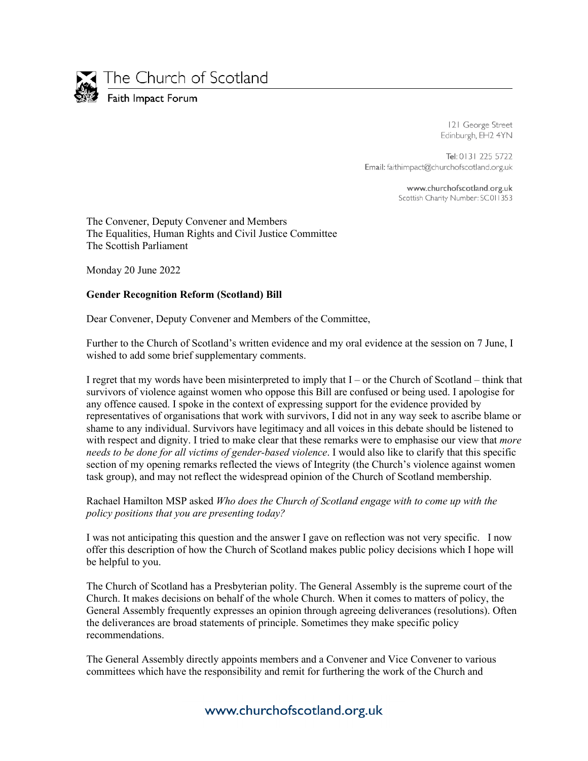The Church of Scotland
Faith Impact Forum

121 George Street
Edinburgh, EH2 4YN

Tel: 0131 225 5722
Email: faithimpact@churchofscotland.org.uk

www.churchofscotland.org.uk
Scottish Charity Number: SC011353

The Convener, Deputy Convener and Members
The Equalities, Human Rights and Civil Justice Committee
The Scottish Parliament

Monday 20 June 2022

**Gender Recognition Reform (Scotland) Bill**

Dear Convener, Deputy Convener and Members of the Committee,

Further to the Church of Scotland's written evidence and my oral evidence at the session on 7 June, I wished to add some brief supplementary comments.

I regret that my words have been misinterpreted to imply that I – or the Church of Scotland – think that survivors of violence against women who oppose this Bill are confused or being used. I apologise for any offence caused. I spoke in the context of expressing support for the evidence provided by representatives of organisations that work with survivors, I did not in any way seek to ascribe blame or shame to any individual. Survivors have legitimacy and all voices in this debate should be listened to with respect and dignity. I tried to make clear that these remarks were to emphasise our view that *more needs to be done for all victims of gender-based violence*. I would also like to clarify that this specific section of my opening remarks reflected the views of Integrity (the Church's violence against women task group), and may not reflect the widespread opinion of the Church of Scotland membership.

Rachael Hamilton MSP asked *Who does the Church of Scotland engage with to come up with the policy positions that you are presenting today?*

I was not anticipating this question and the answer I gave on reflection was not very specific. I now offer this description of how the Church of Scotland makes public policy decisions which I hope will be helpful to you.

The Church of Scotland has a Presbyterian polity. The General Assembly is the supreme court of the Church. It makes decisions on behalf of the whole Church. When it comes to matters of policy, the General Assembly frequently expresses an opinion through agreeing deliverances (resolutions). Often the deliverances are broad statements of principle. Sometimes they make specific policy recommendations.

The General Assembly directly appoints members and a Convener and Vice Convener to various committees which have the responsibility and remit for furthering the work of the Church and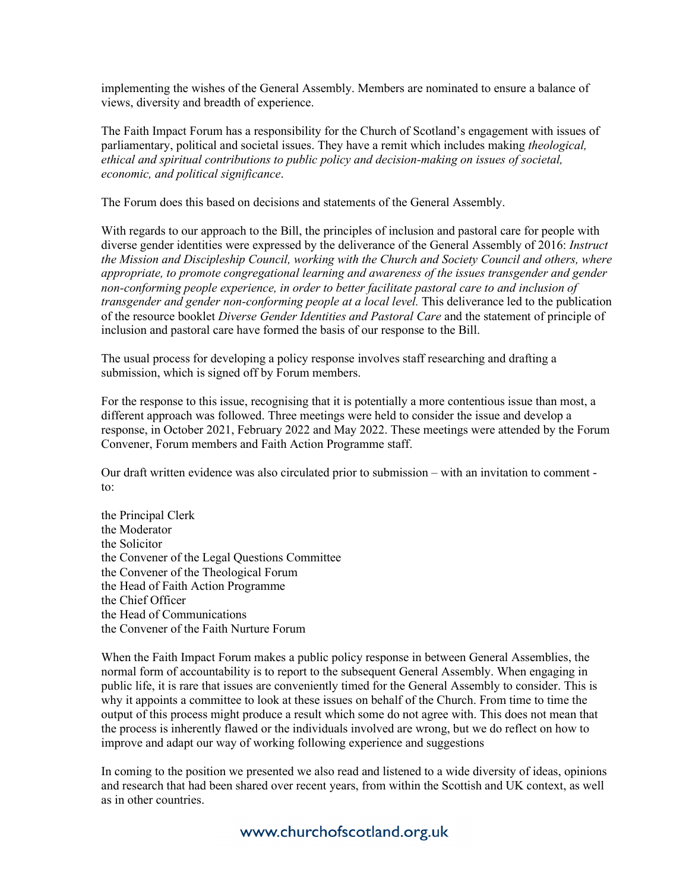implementing the wishes of the General Assembly. Members are nominated to ensure a balance of views, diversity and breadth of experience.

The Faith Impact Forum has a responsibility for the Church of Scotland's engagement with issues of parliamentary, political and societal issues. They have a remit which includes making *theological, ethical and spiritual contributions to public policy and decision-making on issues of societal, economic, and political significance*.

The Forum does this based on decisions and statements of the General Assembly.

With regards to our approach to the Bill, the principles of inclusion and pastoral care for people with diverse gender identities were expressed by the deliverance of the General Assembly of 2016: *Instruct the Mission and Discipleship Council, working with the Church and Society Council and others, where appropriate, to promote congregational learning and awareness of the issues transgender and gender non-conforming people experience, in order to better facilitate pastoral care to and inclusion of transgender and gender non-conforming people at a local level.* This deliverance led to the publication of the resource booklet *Diverse Gender Identities and Pastoral Care* and the statement of principle of inclusion and pastoral care have formed the basis of our response to the Bill.

The usual process for developing a policy response involves staff researching and drafting a submission, which is signed off by Forum members.

For the response to this issue, recognising that it is potentially a more contentious issue than most, a different approach was followed. Three meetings were held to consider the issue and develop a response, in October 2021, February 2022 and May 2022. These meetings were attended by the Forum Convener, Forum members and Faith Action Programme staff.

Our draft written evidence was also circulated prior to submission – with an invitation to comment - to:

the Principal Clerk
the Moderator
the Solicitor
the Convener of the Legal Questions Committee
the Convener of the Theological Forum
the Head of Faith Action Programme
the Chief Officer
the Head of Communications
the Convener of the Faith Nurture Forum

When the Faith Impact Forum makes a public policy response in between General Assemblies, the normal form of accountability is to report to the subsequent General Assembly. When engaging in public life, it is rare that issues are conveniently timed for the General Assembly to consider. This is why it appoints a committee to look at these issues on behalf of the Church. From time to time the output of this process might produce a result which some do not agree with. This does not mean that the process is inherently flawed or the individuals involved are wrong, but we do reflect on how to improve and adapt our way of working following experience and suggestions

In coming to the position we presented we also read and listened to a wide diversity of ideas, opinions and research that had been shared over recent years, from within the Scottish and UK context, as well as in other countries.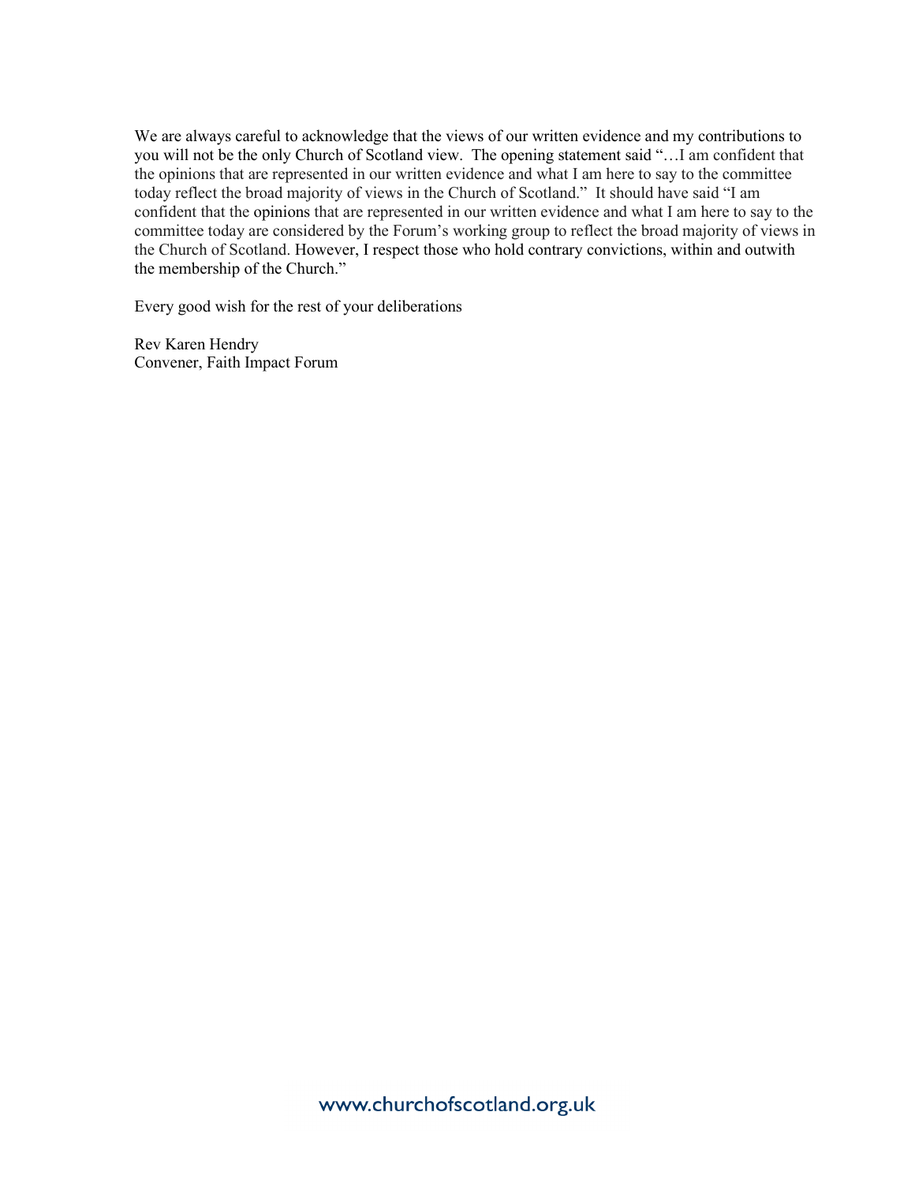We are always careful to acknowledge that the views of our written evidence and my contributions to you will not be the only Church of Scotland view. The opening statement said "…I am confident that the opinions that are represented in our written evidence and what I am here to say to the committee today reflect the broad majority of views in the Church of Scotland." It should have said "I am confident that the opinions that are represented in our written evidence and what I am here to say to the committee today are considered by the Forum's working group to reflect the broad majority of views in the Church of Scotland. However, I respect those who hold contrary convictions, within and outwith the membership of the Church."

Every good wish for the rest of your deliberations

Rev Karen Hendry
Convener, Faith Impact Forum

www.churchofscotland.org.uk